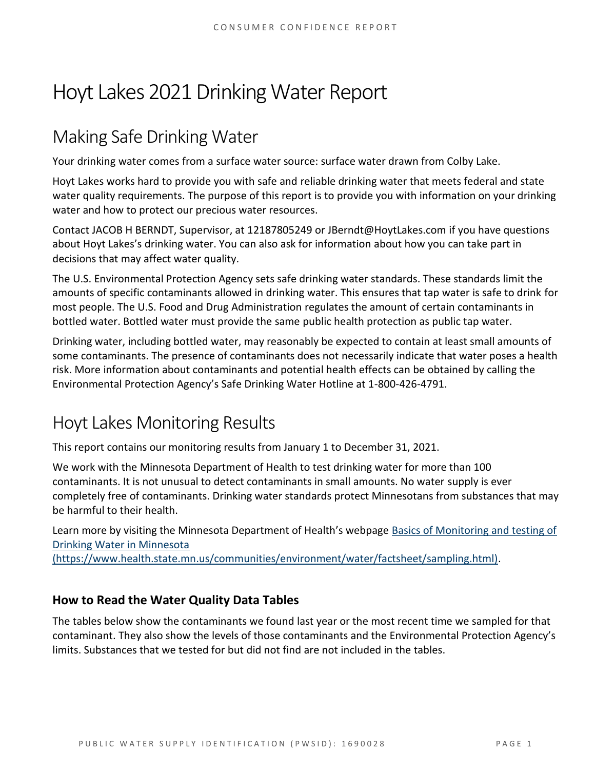# Hoyt Lakes 2021 Drinking Water Report

## Making Safe Drinking Water

Your drinking water comes from a surface water source: surface water drawn from Colby Lake.

Hoyt Lakes works hard to provide you with safe and reliable drinking water that meets federal and state water quality requirements. The purpose of this report is to provide you with information on your drinking water and how to protect our precious water resources.

Contact JACOB H BERNDT, Supervisor, at 12187805249 or JBerndt@HoytLakes.com if you have questions about Hoyt Lakes's drinking water. You can also ask for information about how you can take part in decisions that may affect water quality.

The U.S. Environmental Protection Agency sets safe drinking water standards. These standards limit the amounts of specific contaminants allowed in drinking water. This ensures that tap water is safe to drink for most people. The U.S. Food and Drug Administration regulates the amount of certain contaminants in bottled water. Bottled water must provide the same public health protection as public tap water.

Drinking water, including bottled water, may reasonably be expected to contain at least small amounts of some contaminants. The presence of contaminants does not necessarily indicate that water poses a health risk. More information about contaminants and potential health effects can be obtained by calling the Environmental Protection Agency's Safe Drinking Water Hotline at 1-800-426-4791.

## Hoyt Lakes Monitoring Results

This report contains our monitoring results from January 1 to December 31, 2021.

We work with the Minnesota Department of Health to test drinking water for more than 100 contaminants. It is not unusual to detect contaminants in small amounts. No water supply is ever completely free of contaminants. Drinking water standards protect Minnesotans from substances that may be harmful to their health.

Learn more by visiting the Minnesota Department of Health's webpage [Basics of Monitoring and testing of Drinking Water in Minnesota (https://www.health.state.mn.us/communities/environment/water/factsheet/sampling.html)](https://www.health.state.mn.us/communities/environment/water/factsheet/sampling.html).

### How to Read the Water Quality Data Tables

The tables below show the contaminants we found last year or the most recent time we sampled for that contaminant. They also show the levels of those contaminants and the Environmental Protection Agency's limits. Substances that we tested for but did not find are not included in the tables.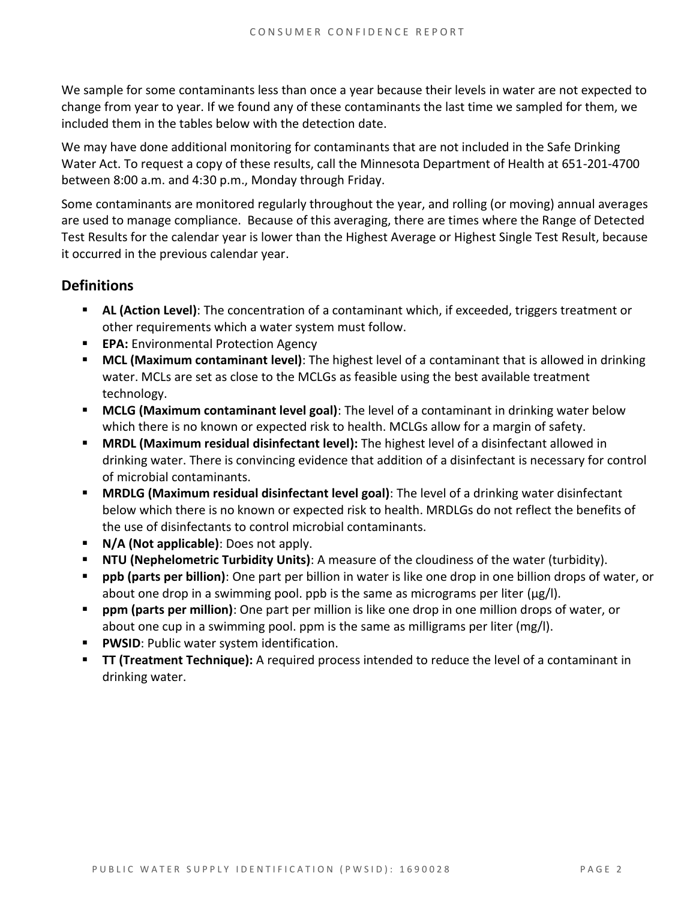We sample for some contaminants less than once a year because their levels in water are not expected to change from year to year. If we found any of these contaminants the last time we sampled for them, we included them in the tables below with the detection date.

We may have done additional monitoring for contaminants that are not included in the Safe Drinking Water Act. To request a copy of these results, call the Minnesota Department of Health at 651-201-4700 between 8:00 a.m. and 4:30 p.m., Monday through Friday.

Some contaminants are monitored regularly throughout the year, and rolling (or moving) annual averages are used to manage compliance. Because of this averaging, there are times where the Range of Detected Test Results for the calendar year is lower than the Highest Average or Highest Single Test Result, because it occurred in the previous calendar year.

## Definitions

- **AL (Action Level)**: The concentration of a contaminant which, if exceeded, triggers treatment or other requirements which a water system must follow.
- **EPA:** Environmental Protection Agency
- **MCL (Maximum contaminant level)**: The highest level of a contaminant that is allowed in drinking water. MCLs are set as close to the MCLGs as feasible using the best available treatment technology.
- **MCLG (Maximum contaminant level goal)**: The level of a contaminant in drinking water below which there is no known or expected risk to health. MCLGs allow for a margin of safety.
- **MRDL (Maximum residual disinfectant level):** The highest level of a disinfectant allowed in drinking water. There is convincing evidence that addition of a disinfectant is necessary for control of microbial contaminants.
- **MRDLG (Maximum residual disinfectant level goal)**: The level of a drinking water disinfectant below which there is no known or expected risk to health. MRDLGs do not reflect the benefits of the use of disinfectants to control microbial contaminants.
- **N/A (Not applicable)**: Does not apply.
- **NTU (Nephelometric Turbidity Units)**: A measure of the cloudiness of the water (turbidity).
- **ppb (parts per billion)**: One part per billion in water is like one drop in one billion drops of water, or about one drop in a swimming pool. ppb is the same as micrograms per liter (μg/l).
- **ppm (parts per million)**: One part per million is like one drop in one million drops of water, or about one cup in a swimming pool. ppm is the same as milligrams per liter (mg/l).
- **PWSID**: Public water system identification.
- **TT (Treatment Technique):** A required process intended to reduce the level of a contaminant in drinking water.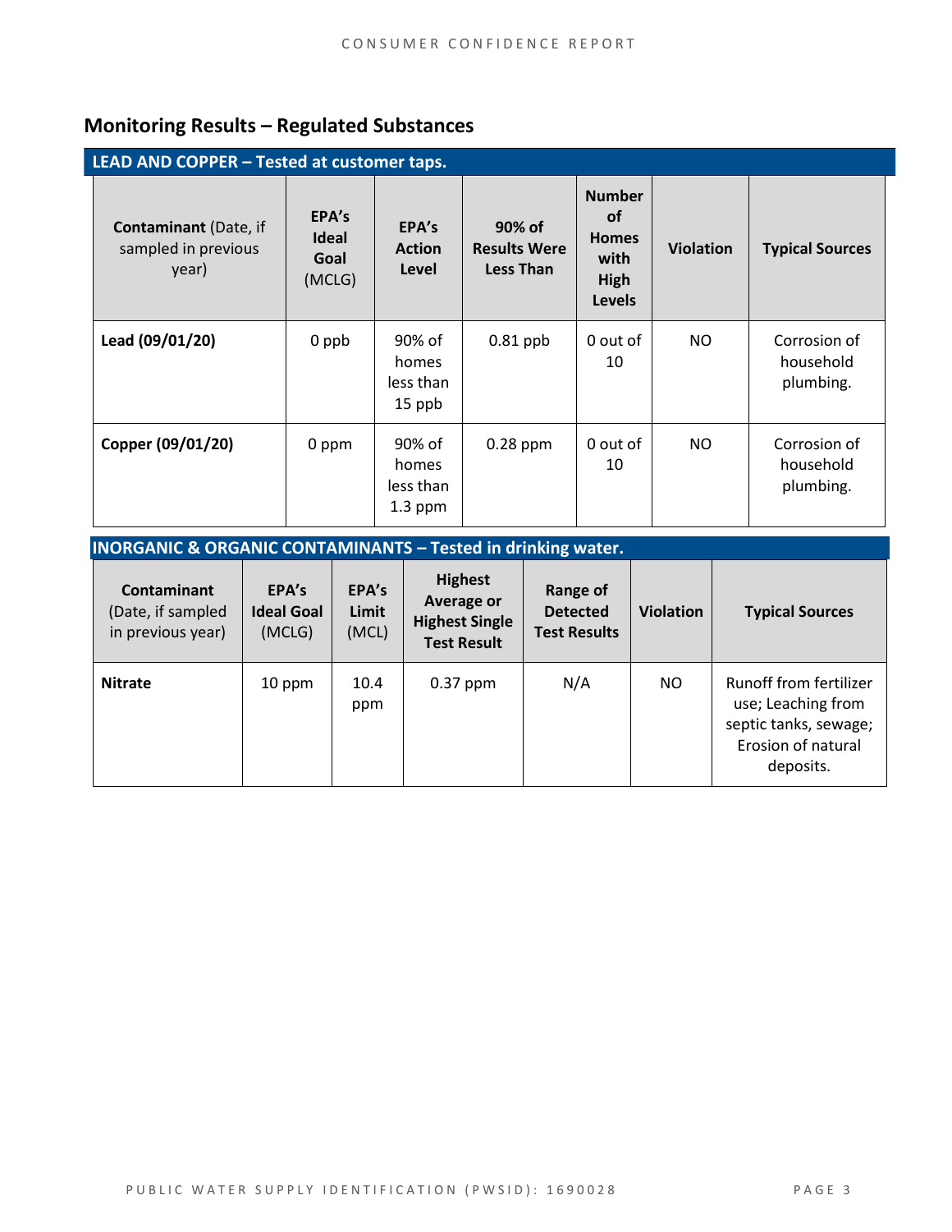## Monitoring Results – Regulated Substances

**LEAD AND COPPER – Tested at customer taps.**

| **Contaminant** (Date, if sampled in previous year) | **EPA's Ideal Goal** (MCLG) | **EPA's Action Level** | **90% of Results Were Less Than** | **Number of Homes with High Levels** | **Violation** | **Typical Sources** |
|---|---|---|---|---|---|---|
| **Lead (09/01/20)** | 0 ppb | 90% of homes less than 15 ppb | 0.81 ppb | 0 out of 10 | NO | Corrosion of household plumbing. |
| **Copper (09/01/20)** | 0 ppm | 90% of homes less than 1.3 ppm | 0.28 ppm | 0 out of 10 | NO | Corrosion of household plumbing. |

**INORGANIC & ORGANIC CONTAMINANTS – Tested in drinking water.**

| **Contaminant** (Date, if sampled in previous year) | **EPA's Ideal Goal** (MCLG) | **EPA's Limit** (MCL) | **Highest Average or Highest Single Test Result** | **Range of Detected Test Results** | **Violation** | **Typical Sources** |
|---|---|---|---|---|---|---|
| **Nitrate** | 10 ppm | 10.4 ppm | 0.37 ppm | N/A | NO | Runoff from fertilizer use; Leaching from septic tanks, sewage; Erosion of natural deposits. |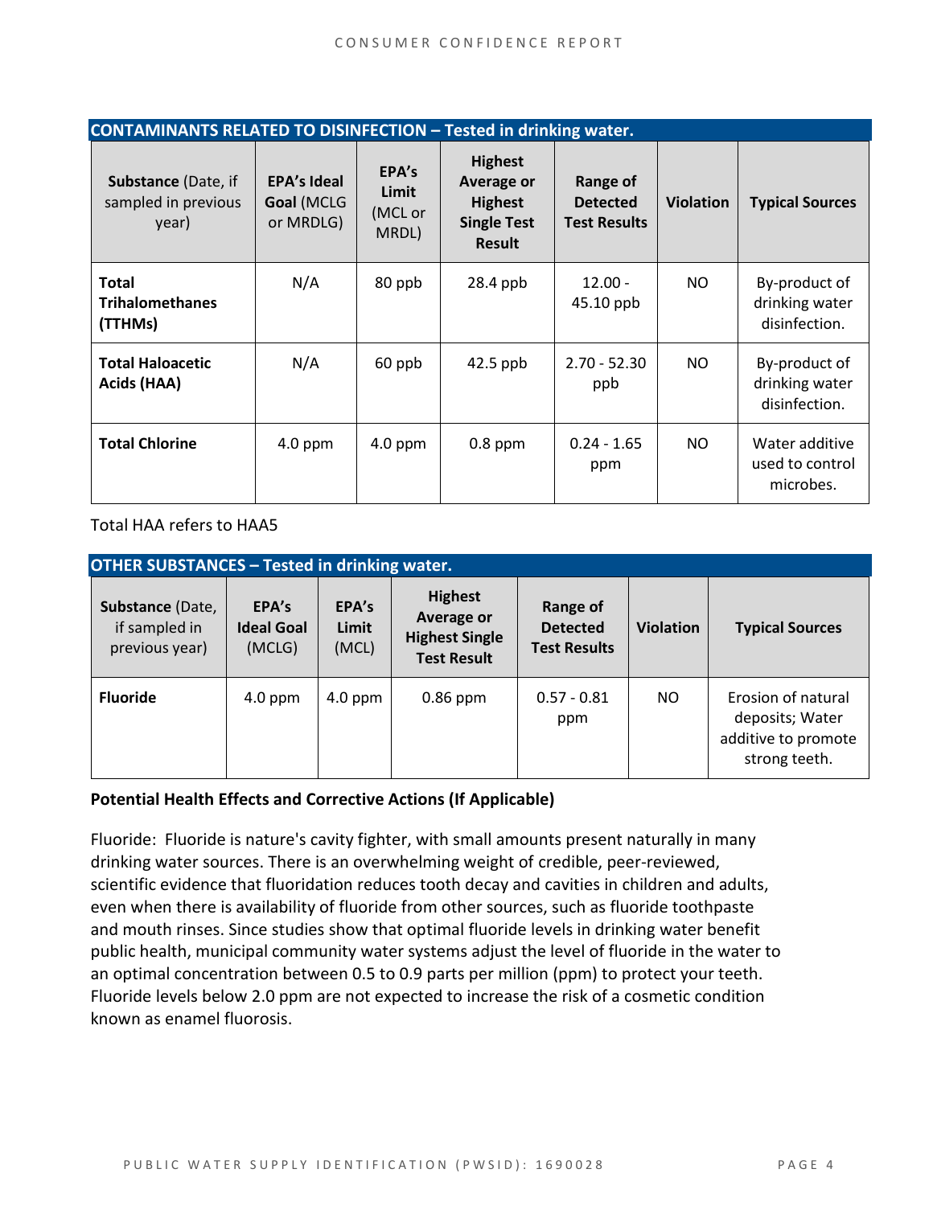| CONTAINMENTS RELATED TO DISINFECTION – Tested in drinking water. | | | | | | |
|---|---|---|---|---|---|---|
| **Substance** (Date, if sampled in previous year) | **EPA's Ideal Goal** (MCLG or MRDLG) | **EPA's Limit** (MCL or MRDL) | **Highest Average or Highest Single Test Result** | **Range of Detected Test Results** | **Violation** | **Typical Sources** |
| **Total Trihalomethanes (TTHMs)** | N/A | 80 ppb | 28.4 ppb | 12.00 - 45.10 ppb | NO | By-product of drinking water disinfection. |
| **Total Haloacetic Acids (HAA)** | N/A | 60 ppb | 42.5 ppb | 2.70 - 52.30 ppb | NO | By-product of drinking water disinfection. |
| **Total Chlorine** | 4.0 ppm | 4.0 ppm | 0.8 ppm | 0.24 - 1.65 ppm | NO | Water additive used to control microbes. |

Total HAA refers to HAA5

| OTHER SUBSTANCES – Tested in drinking water. | | | | | | |
|---|---|---|---|---|---|---|
| **Substance** (Date, if sampled in previous year) | **EPA's Ideal Goal** (MCLG) | **EPA's Limit** (MCL) | **Highest Average or Highest Single Test Result** | **Range of Detected Test Results** | **Violation** | **Typical Sources** |
| **Fluoride** | 4.0 ppm | 4.0 ppm | 0.86 ppm | 0.57 - 0.81 ppm | NO | Erosion of natural deposits; Water additive to promote strong teeth. |

**Potential Health Effects and Corrective Actions (If Applicable)**

Fluoride: Fluoride is nature's cavity fighter, with small amounts present naturally in many drinking water sources. There is an overwhelming weight of credible, peer-reviewed, scientific evidence that fluoridation reduces tooth decay and cavities in children and adults, even when there is availability of fluoride from other sources, such as fluoride toothpaste and mouth rinses. Since studies show that optimal fluoride levels in drinking water benefit public health, municipal community water systems adjust the level of fluoride in the water to an optimal concentration between 0.5 to 0.9 parts per million (ppm) to protect your teeth. Fluoride levels below 2.0 ppm are not expected to increase the risk of a cosmetic condition known as enamel fluorosis.

| CONTAMINANTS RELATED TO DISINFECTION – Tested in drinking water. | | | | | | |
|---|---|---|---|---|---|---|
| **Substance** (Date, if sampled in previous year) | **EPA's Ideal Goal** (MCLG or MRDLG) | **EPA's Limit** (MCL or MRDL) | **Highest Average or Highest Single Test Result** | **Range of Detected Test Results** | **Violation** | **Typical Sources** |
| **Total Trihalomethanes (TTHMs)** | N/A | 80 ppb | 28.4 ppb | 12.00 - 45.10 ppb | NO | By-product of drinking water disinfection. |
| **Total Haloacetic Acids (HAA)** | N/A | 60 ppb | 42.5 ppb | 2.70 - 52.30 ppb | NO | By-product of drinking water disinfection. |
| **Total Chlorine** | 4.0 ppm | 4.0 ppm | 0.8 ppm | 0.24 - 1.65 ppm | NO | Water additive used to control microbes. |

Total HAA refers to HAA5

| OTHER SUBSTANCES – Tested in drinking water. | | | | | | |
|---|---|---|---|---|---|---|
| **Substance** (Date, if sampled in previous year) | **EPA's Ideal Goal** (MCLG) | **EPA's Limit** (MCL) | **Highest Average or Highest Single Test Result** | **Range of Detected Test Results** | **Violation** | **Typical Sources** |
| **Fluoride** | 4.0 ppm | 4.0 ppm | 0.86 ppm | 0.57 - 0.81 ppm | NO | Erosion of natural deposits; Water additive to promote strong teeth. |

**Potential Health Effects and Corrective Actions (If Applicable)**

Fluoride: Fluoride is nature's cavity fighter, with small amounts present naturally in many drinking water sources. There is an overwhelming weight of credible, peer-reviewed, scientific evidence that fluoridation reduces tooth decay and cavities in children and adults, even when there is availability of fluoride from other sources, such as fluoride toothpaste and mouth rinses. Since studies show that optimal fluoride levels in drinking water benefit public health, municipal community water systems adjust the level of fluoride in the water to an optimal concentration between 0.5 to 0.9 parts per million (ppm) to protect your teeth. Fluoride levels below 2.0 ppm are not expected to increase the risk of a cosmetic condition known as enamel fluorosis.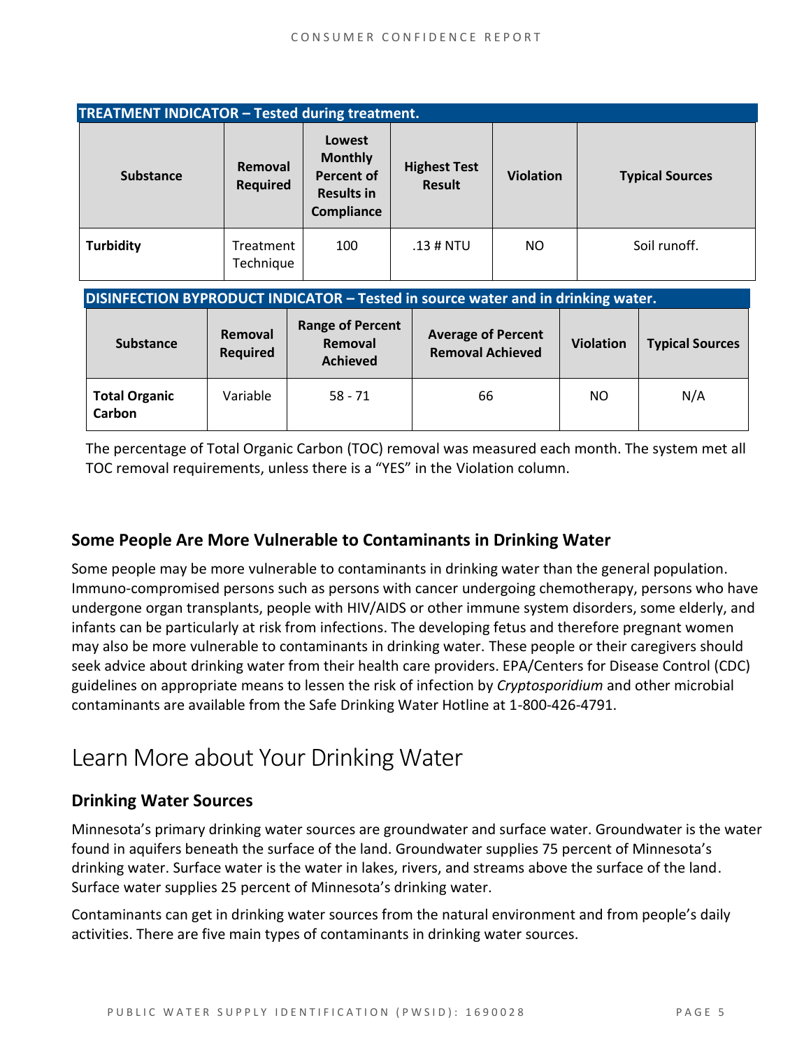| TREATMENT INDICATOR – Tested during treatment. | | | | | |
|---|---|---|---|---|---|
| **Substance** | **Removal Required** | **Lowest Monthly Percent of Results in Compliance** | **Highest Test Result** | **Violation** | **Typical Sources** |
| **Turbidity** | Treatment Technique | 100 | .13 # NTU | NO | Soil runoff. |

| DISINFECTION BYPRODUCT INDICATOR – Tested in source water and in drinking water. | | | | | |
|---|---|---|---|---|---|
| **Substance** | **Removal Required** | **Range of Percent Removal Achieved** | **Average of Percent Removal Achieved** | **Violation** | **Typical Sources** |
| **Total Organic Carbon** | Variable | 58 - 71 | 66 | NO | N/A |

The percentage of Total Organic Carbon (TOC) removal was measured each month. The system met all TOC removal requirements, unless there is a "YES" in the Violation column.

### Some People Are More Vulnerable to Contaminants in Drinking Water

Some people may be more vulnerable to contaminants in drinking water than the general population. Immuno-compromised persons such as persons with cancer undergoing chemotherapy, persons who have undergone organ transplants, people with HIV/AIDS or other immune system disorders, some elderly, and infants can be particularly at risk from infections. The developing fetus and therefore pregnant women may also be more vulnerable to contaminants in drinking water. These people or their caregivers should seek advice about drinking water from their health care providers. EPA/Centers for Disease Control (CDC) guidelines on appropriate means to lessen the risk of infection by *Cryptosporidium* and other microbial contaminants are available from the Safe Drinking Water Hotline at 1-800-426-4791.

## Learn More about Your Drinking Water

### Drinking Water Sources

Minnesota's primary drinking water sources are groundwater and surface water. Groundwater is the water found in aquifers beneath the surface of the land. Groundwater supplies 75 percent of Minnesota's drinking water. Surface water is the water in lakes, rivers, and streams above the surface of the land. Surface water supplies 25 percent of Minnesota's drinking water.

Contaminants can get in drinking water sources from the natural environment and from people's daily activities. There are five main types of contaminants in drinking water sources.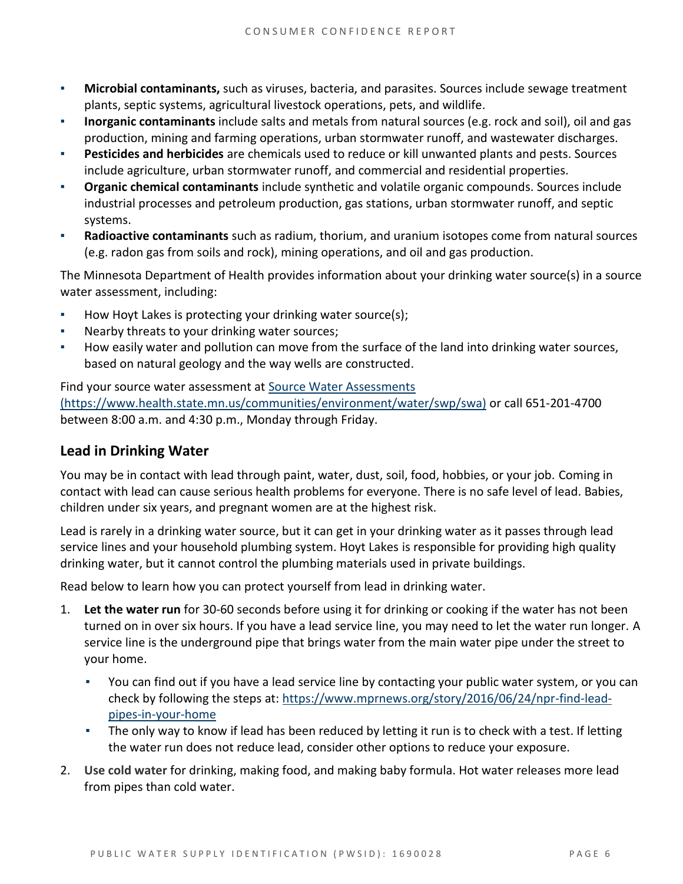- **Microbial contaminants,** such as viruses, bacteria, and parasites. Sources include sewage treatment plants, septic systems, agricultural livestock operations, pets, and wildlife.
- **Inorganic contaminants** include salts and metals from natural sources (e.g. rock and soil), oil and gas production, mining and farming operations, urban stormwater runoff, and wastewater discharges.
- **Pesticides and herbicides** are chemicals used to reduce or kill unwanted plants and pests. Sources include agriculture, urban stormwater runoff, and commercial and residential properties.
- **Organic chemical contaminants** include synthetic and volatile organic compounds. Sources include industrial processes and petroleum production, gas stations, urban stormwater runoff, and septic systems.
- **Radioactive contaminants** such as radium, thorium, and uranium isotopes come from natural sources (e.g. radon gas from soils and rock), mining operations, and oil and gas production.

The Minnesota Department of Health provides information about your drinking water source(s) in a source water assessment, including:

- How Hoyt Lakes is protecting your drinking water source(s);
- Nearby threats to your drinking water sources;
- How easily water and pollution can move from the surface of the land into drinking water sources, based on natural geology and the way wells are constructed.

Find your source water assessment at [Source Water Assessments (https://www.health.state.mn.us/communities/environment/water/swp/swa)](https://www.health.state.mn.us/communities/environment/water/swp/swa) or call 651-201-4700 between 8:00 a.m. and 4:30 p.m., Monday through Friday.

## Lead in Drinking Water

You may be in contact with lead through paint, water, dust, soil, food, hobbies, or your job. Coming in contact with lead can cause serious health problems for everyone. There is no safe level of lead. Babies, children under six years, and pregnant women are at the highest risk.

Lead is rarely in a drinking water source, but it can get in your drinking water as it passes through lead service lines and your household plumbing system. Hoyt Lakes is responsible for providing high quality drinking water, but it cannot control the plumbing materials used in private buildings.

Read below to learn how you can protect yourself from lead in drinking water.

1. **Let the water run** for 30-60 seconds before using it for drinking or cooking if the water has not been turned on in over six hours. If you have a lead service line, you may need to let the water run longer. A service line is the underground pipe that brings water from the main water pipe under the street to your home.
   - You can find out if you have a lead service line by contacting your public water system, or you can check by following the steps at: [https://www.mprnews.org/story/2016/06/24/npr-find-lead-pipes-in-your-home](https://www.mprnews.org/story/2016/06/24/npr-find-lead-pipes-in-your-home)
   - The only way to know if lead has been reduced by letting it run is to check with a test. If letting the water run does not reduce lead, consider other options to reduce your exposure.
2. **Use cold water** for drinking, making food, and making baby formula. Hot water releases more lead from pipes than cold water.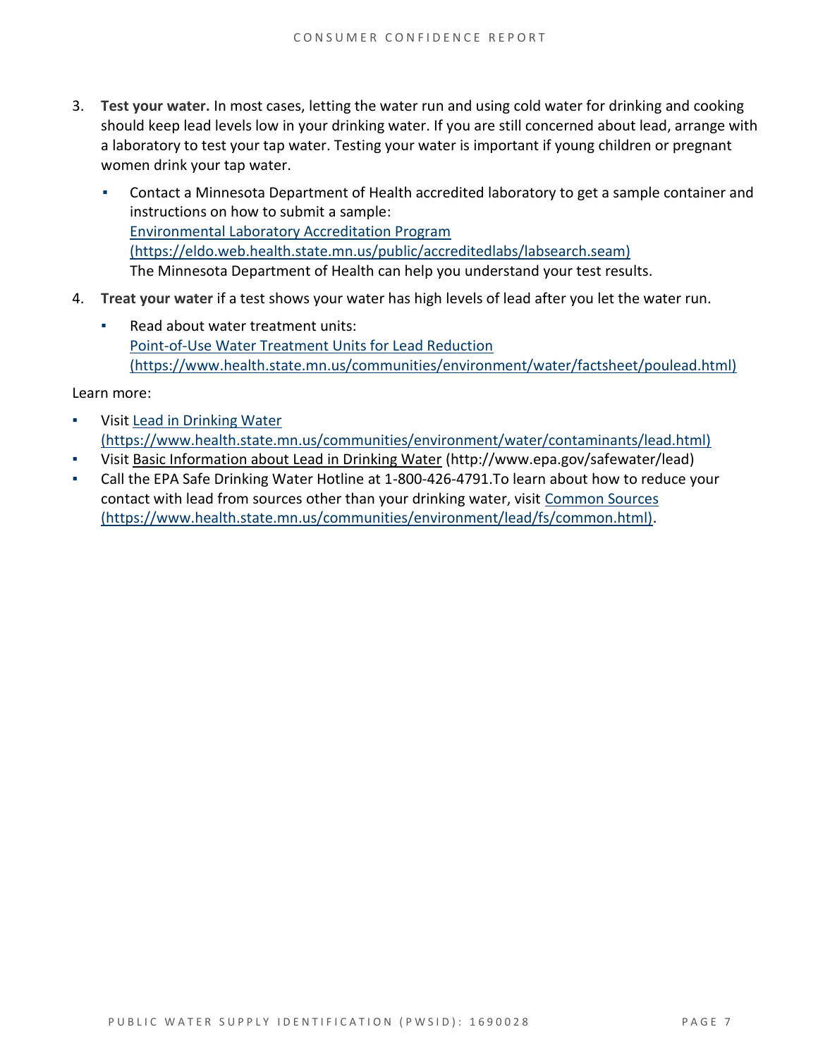3. **Test your water.** In most cases, letting the water run and using cold water for drinking and cooking should keep lead levels low in your drinking water. If you are still concerned about lead, arrange with a laboratory to test your tap water. Testing your water is important if young children or pregnant women drink your tap water.
   - Contact a Minnesota Department of Health accredited laboratory to get a sample container and instructions on how to submit a sample: [Environmental Laboratory Accreditation Program (https://eldo.web.health.state.mn.us/public/accreditedlabs/labsearch.seam)](https://eldo.web.health.state.mn.us/public/accreditedlabs/labsearch.seam) The Minnesota Department of Health can help you understand your test results.
4. **Treat your water** if a test shows your water has high levels of lead after you let the water run.
   - Read about water treatment units: [Point-of-Use Water Treatment Units for Lead Reduction (https://www.health.state.mn.us/communities/environment/water/factsheet/poulead.html)](https://www.health.state.mn.us/communities/environment/water/factsheet/poulead.html)

Learn more:

- Visit [Lead in Drinking Water (https://www.health.state.mn.us/communities/environment/water/contaminants/lead.html)](https://www.health.state.mn.us/communities/environment/water/contaminants/lead.html)
- Visit Basic Information about Lead in Drinking Water (http://www.epa.gov/safewater/lead)
- Call the EPA Safe Drinking Water Hotline at 1-800-426-4791.To learn about how to reduce your contact with lead from sources other than your drinking water, visit [Common Sources (https://www.health.state.mn.us/communities/environment/lead/fs/common.html)](https://www.health.state.mn.us/communities/environment/lead/fs/common.html).